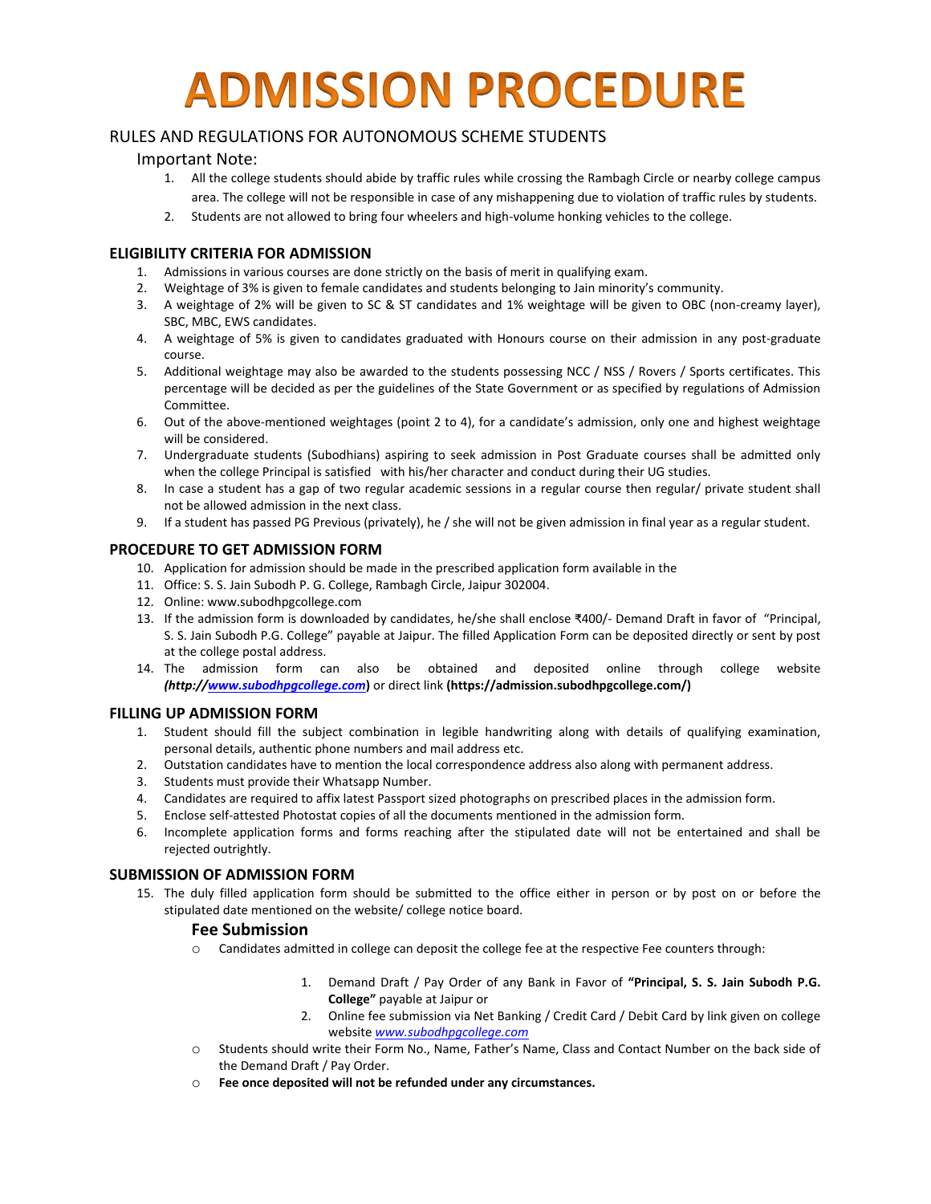# ADMISSION PROCEDURE

## RULES AND REGULATIONS FOR AUTONOMOUS SCHEME STUDENTS

### Important Note:

1. All the college students should abide by traffic rules while crossing the Rambagh Circle or nearby college campus area. The college will not be responsible in case of any mishappening due to violation of traffic rules by students.
2. Students are not allowed to bring four wheelers and high-volume honking vehicles to the college.

### ELIGIBILITY CRITERIA FOR ADMISSION

1. Admissions in various courses are done strictly on the basis of merit in qualifying exam.
2. Weightage of 3% is given to female candidates and students belonging to Jain minority's community.
3. A weightage of 2% will be given to SC & ST candidates and 1% weightage will be given to OBC (non-creamy layer), SBC, MBC, EWS candidates.
4. A weightage of 5% is given to candidates graduated with Honours course on their admission in any post-graduate course.
5. Additional weightage may also be awarded to the students possessing NCC / NSS / Rovers / Sports certificates. This percentage will be decided as per the guidelines of the State Government or as specified by regulations of Admission Committee.
6. Out of the above-mentioned weightages (point 2 to 4), for a candidate's admission, only one and highest weightage will be considered.
7. Undergraduate students (Subodhians) aspiring to seek admission in Post Graduate courses shall be admitted only when the college Principal is satisfied with his/her character and conduct during their UG studies.
8. In case a student has a gap of two regular academic sessions in a regular course then regular/ private student shall not be allowed admission in the next class.
9. If a student has passed PG Previous (privately), he / she will not be given admission in final year as a regular student.

### PROCEDURE TO GET ADMISSION FORM

10. Application for admission should be made in the prescribed application form available in the
11. Office: S. S. Jain Subodh P. G. College, Rambagh Circle, Jaipur 302004.
12. Online: www.subodhpgcollege.com
13. If the admission form is downloaded by candidates, he/she shall enclose ₹400/- Demand Draft in favor of "Principal, S. S. Jain Subodh P.G. College" payable at Jaipur. The filled Application Form can be deposited directly or sent by post at the college postal address.
14. The admission form can also be obtained and deposited online through college website ***(http://www.subodhpgcollege.com)*** or direct link **(https://admission.subodhpgcollege.com/)**

### FILLING UP ADMISSION FORM

1. Student should fill the subject combination in legible handwriting along with details of qualifying examination, personal details, authentic phone numbers and mail address etc.
2. Outstation candidates have to mention the local correspondence address also along with permanent address.
3. Students must provide their Whatsapp Number.
4. Candidates are required to affix latest Passport sized photographs on prescribed places in the admission form.
5. Enclose self-attested Photostat copies of all the documents mentioned in the admission form.
6. Incomplete application forms and forms reaching after the stipulated date will not be entertained and shall be rejected outrightly.

### SUBMISSION OF ADMISSION FORM

15. The duly filled application form should be submitted to the office either in person or by post on or before the stipulated date mentioned on the website/ college notice board.

#### Fee Submission

- Candidates admitted in college can deposit the college fee at the respective Fee counters through:
    1. Demand Draft / Pay Order of any Bank in Favor of **"Principal, S. S. Jain Subodh P.G. College"** payable at Jaipur or
    2. Online fee submission via Net Banking / Credit Card / Debit Card by link given on college website *www.subodhpgcollege.com*
- Students should write their Form No., Name, Father's Name, Class and Contact Number on the back side of the Demand Draft / Pay Order.
- **Fee once deposited will not be refunded under any circumstances.**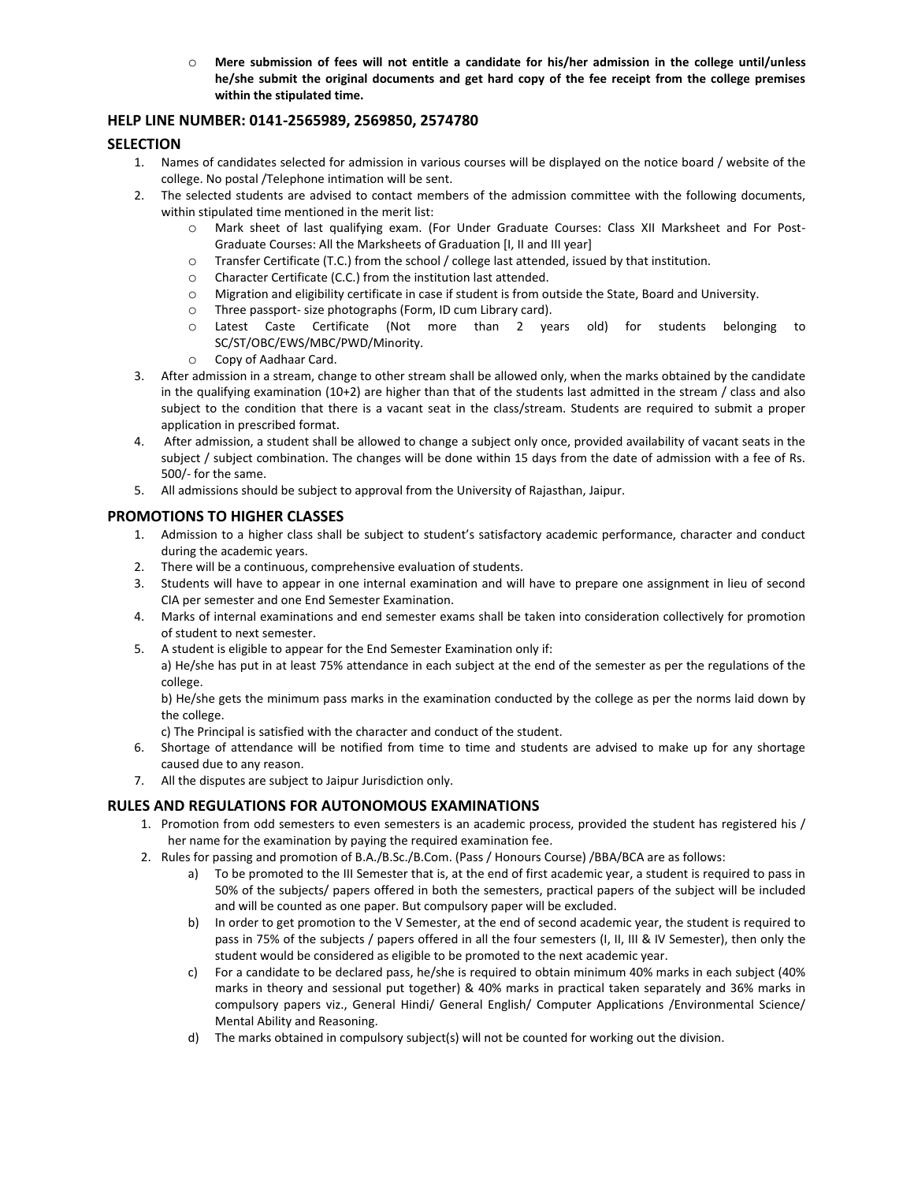- **Mere submission of fees will not entitle a candidate for his/her admission in the college until/unless he/she submit the original documents and get hard copy of the fee receipt from the college premises within the stipulated time.**

## HELP LINE NUMBER: 0141-2565989, 2569850, 2574780

## SELECTION

1. Names of candidates selected for admission in various courses will be displayed on the notice board / website of the college. No postal /Telephone intimation will be sent.
2. The selected students are advised to contact members of the admission committee with the following documents, within stipulated time mentioned in the merit list:
    - Mark sheet of last qualifying exam. (For Under Graduate Courses: Class XII Marksheet and For Post-Graduate Courses: All the Marksheets of Graduation [I, II and III year]
    - Transfer Certificate (T.C.) from the school / college last attended, issued by that institution.
    - Character Certificate (C.C.) from the institution last attended.
    - Migration and eligibility certificate in case if student is from outside the State, Board and University.
    - Three passport- size photographs (Form, ID cum Library card).
    - Latest Caste Certificate (Not more than 2 years old) for students belonging to SC/ST/OBC/EWS/MBC/PWD/Minority.
    - Copy of Aadhaar Card.
3. After admission in a stream, change to other stream shall be allowed only, when the marks obtained by the candidate in the qualifying examination (10+2) are higher than that of the students last admitted in the stream / class and also subject to the condition that there is a vacant seat in the class/stream. Students are required to submit a proper application in prescribed format.
4. After admission, a student shall be allowed to change a subject only once, provided availability of vacant seats in the subject / subject combination. The changes will be done within 15 days from the date of admission with a fee of Rs. 500/- for the same.
5. All admissions should be subject to approval from the University of Rajasthan, Jaipur.

## PROMOTIONS TO HIGHER CLASSES

1. Admission to a higher class shall be subject to student's satisfactory academic performance, character and conduct during the academic years.
2. There will be a continuous, comprehensive evaluation of students.
3. Students will have to appear in one internal examination and will have to prepare one assignment in lieu of second CIA per semester and one End Semester Examination.
4. Marks of internal examinations and end semester exams shall be taken into consideration collectively for promotion of student to next semester.
5. A student is eligible to appear for the End Semester Examination only if:
    a) He/she has put in at least 75% attendance in each subject at the end of the semester as per the regulations of the college.
    b) He/she gets the minimum pass marks in the examination conducted by the college as per the norms laid down by the college.
    c) The Principal is satisfied with the character and conduct of the student.
6. Shortage of attendance will be notified from time to time and students are advised to make up for any shortage caused due to any reason.
7. All the disputes are subject to Jaipur Jurisdiction only.

## RULES AND REGULATIONS FOR AUTONOMOUS EXAMINATIONS

1. Promotion from odd semesters to even semesters is an academic process, provided the student has registered his / her name for the examination by paying the required examination fee.
2. Rules for passing and promotion of B.A./B.Sc./B.Com. (Pass / Honours Course) /BBA/BCA are as follows:
    a) To be promoted to the III Semester that is, at the end of first academic year, a student is required to pass in 50% of the subjects/ papers offered in both the semesters, practical papers of the subject will be included and will be counted as one paper. But compulsory paper will be excluded.
    b) In order to get promotion to the V Semester, at the end of second academic year, the student is required to pass in 75% of the subjects / papers offered in all the four semesters (I, II, III & IV Semester), then only the student would be considered as eligible to be promoted to the next academic year.
    c) For a candidate to be declared pass, he/she is required to obtain minimum 40% marks in each subject (40% marks in theory and sessional put together) & 40% marks in practical taken separately and 36% marks in compulsory papers viz., General Hindi/ General English/ Computer Applications /Environmental Science/ Mental Ability and Reasoning.
    d) The marks obtained in compulsory subject(s) will not be counted for working out the division.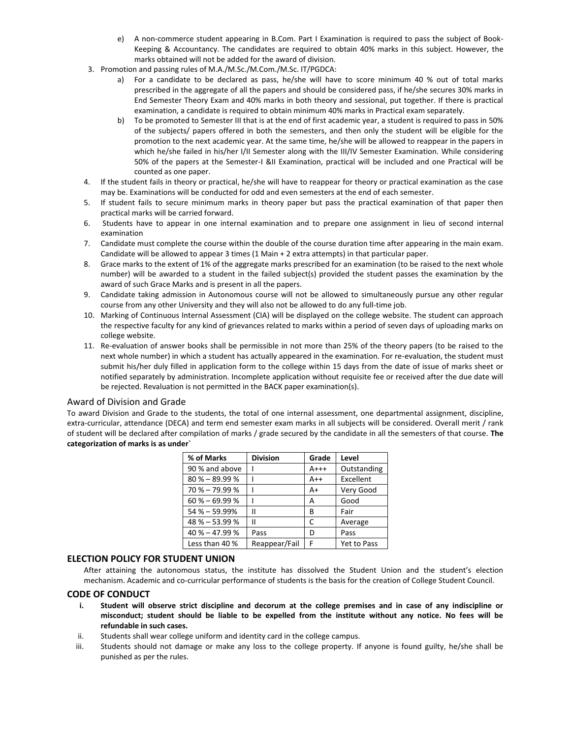e) A non-commerce student appearing in B.Com. Part I Examination is required to pass the subject of Book-Keeping & Accountancy. The candidates are required to obtain 40% marks in this subject. However, the marks obtained will not be added for the award of division.

3. Promotion and passing rules of M.A./M.Sc./M.Com./M.Sc. IT/PGDCA:
   a) For a candidate to be declared as pass, he/she will have to score minimum 40 % out of total marks prescribed in the aggregate of all the papers and should be considered pass, if he/she secures 30% marks in End Semester Theory Exam and 40% marks in both theory and sessional, put together. If there is practical examination, a candidate is required to obtain minimum 40% marks in Practical exam separately.
   b) To be promoted to Semester III that is at the end of first academic year, a student is required to pass in 50% of the subjects/ papers offered in both the semesters, and then only the student will be eligible for the promotion to the next academic year. At the same time, he/she will be allowed to reappear in the papers in which he/she failed in his/her I/II Semester along with the III/IV Semester Examination. While considering 50% of the papers at the Semester-I &II Examination, practical will be included and one Practical will be counted as one paper.
4. If the student fails in theory or practical, he/she will have to reappear for theory or practical examination as the case may be. Examinations will be conducted for odd and even semesters at the end of each semester.
5. If student fails to secure minimum marks in theory paper but pass the practical examination of that paper then practical marks will be carried forward.
6. Students have to appear in one internal examination and to prepare one assignment in lieu of second internal examination
7. Candidate must complete the course within the double of the course duration time after appearing in the main exam. Candidate will be allowed to appear 3 times (1 Main + 2 extra attempts) in that particular paper.
8. Grace marks to the extent of 1% of the aggregate marks prescribed for an examination (to be raised to the next whole number) will be awarded to a student in the failed subject(s) provided the student passes the examination by the award of such Grace Marks and is present in all the papers.
9. Candidate taking admission in Autonomous course will not be allowed to simultaneously pursue any other regular course from any other University and they will also not be allowed to do any full-time job.
10. Marking of Continuous Internal Assessment (CIA) will be displayed on the college website. The student can approach the respective faculty for any kind of grievances related to marks within a period of seven days of uploading marks on college website.
11. Re-evaluation of answer books shall be permissible in not more than 25% of the theory papers (to be raised to the next whole number) in which a student has actually appeared in the examination. For re-evaluation, the student must submit his/her duly filled in application form to the college within 15 days from the date of issue of marks sheet or notified separately by administration. Incomplete application without requisite fee or received after the due date will be rejected. Revaluation is not permitted in the BACK paper examination(s).

## Award of Division and Grade

To award Division and Grade to the students, the total of one internal assessment, one departmental assignment, discipline, extra-curricular, attendance (DECA) and term end semester exam marks in all subjects will be considered. Overall merit / rank of student will be declared after compilation of marks / grade secured by the candidate in all the semesters of that course. **The categorization of marks is as under`**

| % of Marks | Division | Grade | Level |
|---|---|---|---|
| 90 % and above | I | A+++ | Outstanding |
| 80 % – 89.99 % | I | A++ | Excellent |
| 70 % – 79.99 % | I | A+ | Very Good |
| 60 % – 69.99 % | I | A | Good |
| 54 % – 59.99% | II | B | Fair |
| 48 % – 53.99 % | II | C | Average |
| 40 % – 47.99 % | Pass | D | Pass |
| Less than 40 % | Reappear/Fail | F | Yet to Pass |

## ELECTION POLICY FOR STUDENT UNION

After attaining the autonomous status, the institute has dissolved the Student Union and the student's election mechanism. Academic and co-curricular performance of students is the basis for the creation of College Student Council.

## CODE OF CONDUCT

i. **Student will observe strict discipline and decorum at the college premises and in case of any indiscipline or misconduct; student should be liable to be expelled from the institute without any notice. No fees will be refundable in such cases.**

ii. Students shall wear college uniform and identity card in the college campus.

iii. Students should not damage or make any loss to the college property. If anyone is found guilty, he/she shall be punished as per the rules.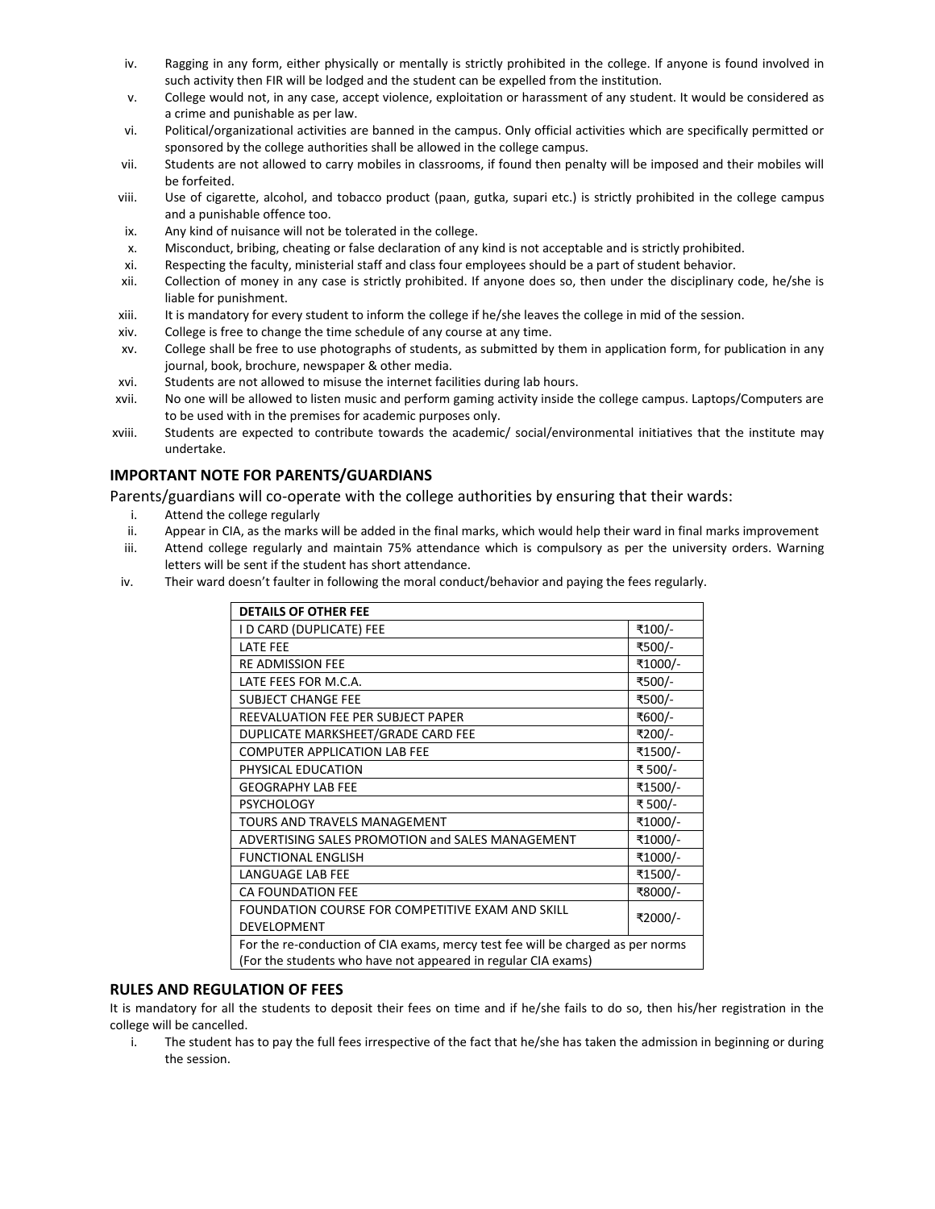iv. Ragging in any form, either physically or mentally is strictly prohibited in the college. If anyone is found involved in such activity then FIR will be lodged and the student can be expelled from the institution.

v. College would not, in any case, accept violence, exploitation or harassment of any student. It would be considered as a crime and punishable as per law.

vi. Political/organizational activities are banned in the campus. Only official activities which are specifically permitted or sponsored by the college authorities shall be allowed in the college campus.

vii. Students are not allowed to carry mobiles in classrooms, if found then penalty will be imposed and their mobiles will be forfeited.

viii. Use of cigarette, alcohol, and tobacco product (paan, gutka, supari etc.) is strictly prohibited in the college campus and a punishable offence too.

ix. Any kind of nuisance will not be tolerated in the college.

x. Misconduct, bribing, cheating or false declaration of any kind is not acceptable and is strictly prohibited.

xi. Respecting the faculty, ministerial staff and class four employees should be a part of student behavior.

xii. Collection of money in any case is strictly prohibited. If anyone does so, then under the disciplinary code, he/she is liable for punishment.

xiii. It is mandatory for every student to inform the college if he/she leaves the college in mid of the session.

xiv. College is free to change the time schedule of any course at any time.

xv. College shall be free to use photographs of students, as submitted by them in application form, for publication in any journal, book, brochure, newspaper & other media.

xvi. Students are not allowed to misuse the internet facilities during lab hours.

xvii. No one will be allowed to listen music and perform gaming activity inside the college campus. Laptops/Computers are to be used with in the premises for academic purposes only.

xviii. Students are expected to contribute towards the academic/ social/environmental initiatives that the institute may undertake.

## IMPORTANT NOTE FOR PARENTS/GUARDIANS

Parents/guardians will co-operate with the college authorities by ensuring that their wards:

i. Attend the college regularly

ii. Appear in CIA, as the marks will be added in the final marks, which would help their ward in final marks improvement

iii. Attend college regularly and maintain 75% attendance which is compulsory as per the university orders. Warning letters will be sent if the student has short attendance.

iv. Their ward doesn't faulter in following the moral conduct/behavior and paying the fees regularly.

| DETAILS OF OTHER FEE | |
|---|---|
| I D CARD (DUPLICATE) FEE | ₹100/- |
| LATE FEE | ₹500/- |
| RE ADMISSION FEE | ₹1000/- |
| LATE FEES FOR M.C.A. | ₹500/- |
| SUBJECT CHANGE FEE | ₹500/- |
| REEVALUATION FEE PER SUBJECT PAPER | ₹600/- |
| DUPLICATE MARKSHEET/GRADE CARD FEE | ₹200/- |
| COMPUTER APPLICATION LAB FEE | ₹1500/- |
| PHYSICAL EDUCATION | ₹ 500/- |
| GEOGRAPHY LAB FEE | ₹1500/- |
| PSYCHOLOGY | ₹ 500/- |
| TOURS AND TRAVELS MANAGEMENT | ₹1000/- |
| ADVERTISING SALES PROMOTION and SALES MANAGEMENT | ₹1000/- |
| FUNCTIONAL ENGLISH | ₹1000/- |
| LANGUAGE LAB FEE | ₹1500/- |
| CA FOUNDATION FEE | ₹8000/- |
| FOUNDATION COURSE FOR COMPETITIVE EXAM AND SKILL DEVELOPMENT | ₹2000/- |
| For the re-conduction of CIA exams, mercy test fee will be charged as per norms (For the students who have not appeared in regular CIA exams) | |

## RULES AND REGULATION OF FEES

It is mandatory for all the students to deposit their fees on time and if he/she fails to do so, then his/her registration in the college will be cancelled.

i. The student has to pay the full fees irrespective of the fact that he/she has taken the admission in beginning or during the session.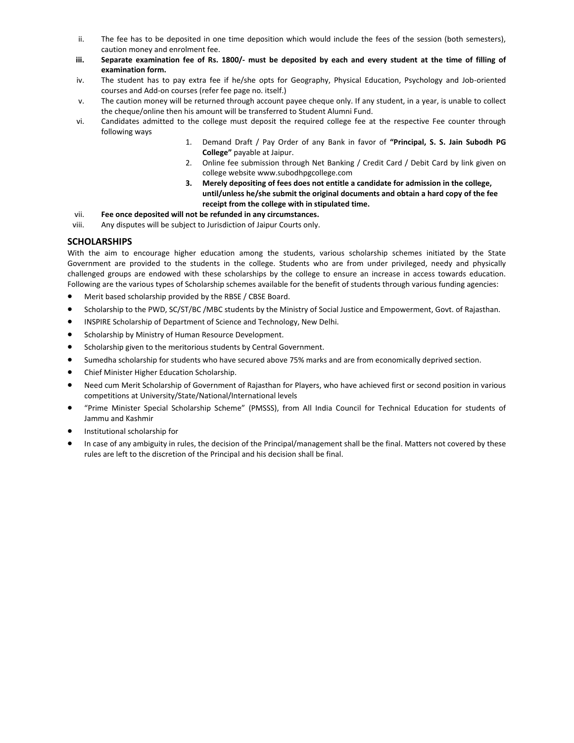ii. The fee has to be deposited in one time deposition which would include the fees of the session (both semesters), caution money and enrolment fee.

**iii. Separate examination fee of Rs. 1800/- must be deposited by each and every student at the time of filling of examination form.**

iv. The student has to pay extra fee if he/she opts for Geography, Physical Education, Psychology and Job-oriented courses and Add-on courses (refer fee page no. itself.)

v. The caution money will be returned through account payee cheque only. If any student, in a year, is unable to collect the cheque/online then his amount will be transferred to Student Alumni Fund.

vi. Candidates admitted to the college must deposit the required college fee at the respective Fee counter through following ways

1. Demand Draft / Pay Order of any Bank in favor of **"Principal, S. S. Jain Subodh PG College"** payable at Jaipur.
2. Online fee submission through Net Banking / Credit Card / Debit Card by link given on college website www.subodhpgcollege.com
3. **Merely depositing of fees does not entitle a candidate for admission in the college, until/unless he/she submit the original documents and obtain a hard copy of the fee receipt from the college with in stipulated time.**

vii. **Fee once deposited will not be refunded in any circumstances.**

viii. Any disputes will be subject to Jurisdiction of Jaipur Courts only.

## SCHOLARSHIPS

With the aim to encourage higher education among the students, various scholarship schemes initiated by the State Government are provided to the students in the college. Students who are from under privileged, needy and physically challenged groups are endowed with these scholarships by the college to ensure an increase in access towards education. Following are the various types of Scholarship schemes available for the benefit of students through various funding agencies:

- Merit based scholarship provided by the RBSE / CBSE Board.
- Scholarship to the PWD, SC/ST/BC /MBC students by the Ministry of Social Justice and Empowerment, Govt. of Rajasthan.
- INSPIRE Scholarship of Department of Science and Technology, New Delhi.
- Scholarship by Ministry of Human Resource Development.
- Scholarship given to the meritorious students by Central Government.
- Sumedha scholarship for students who have secured above 75% marks and are from economically deprived section.
- Chief Minister Higher Education Scholarship.
- Need cum Merit Scholarship of Government of Rajasthan for Players, who have achieved first or second position in various competitions at University/State/National/International levels
- "Prime Minister Special Scholarship Scheme" (PMSSS), from All India Council for Technical Education for students of Jammu and Kashmir
- Institutional scholarship for
- In case of any ambiguity in rules, the decision of the Principal/management shall be the final. Matters not covered by these rules are left to the discretion of the Principal and his decision shall be final.